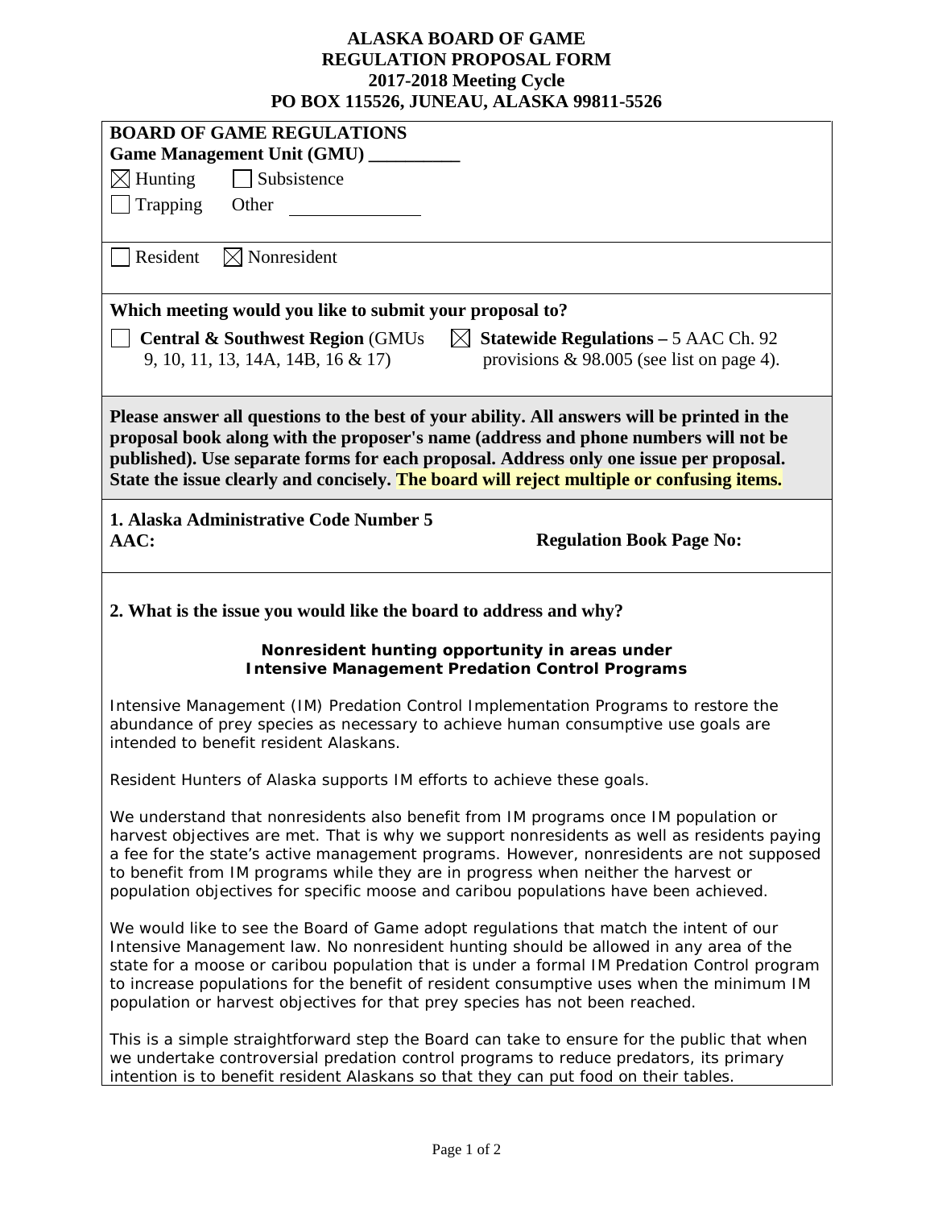# ALASKA BOARD OF GAME
## REGULATION PROPOSAL FORM
## 2017-2018 Meeting Cycle
## PO BOX 115526, JUNEAU, ALASKA 99811-5526

**BOARD OF GAME REGULATIONS**
**Game Management Unit (GMU) __________**

☒ Hunting ☐ Subsistence
☐ Trapping Other ______________

☐ Resident ☒ Nonresident

**Which meeting would you like to submit your proposal to?**

☐ **Central & Southwest Region** (GMUs 9, 10, 11, 13, 14A, 14B, 16 & 17)
☒ **Statewide Regulations –** 5 AAC Ch. 92 provisions & 98.005 (see list on page 4).

**Please answer all questions to the best of your ability. All answers will be printed in the proposal book along with the proposer's name (address and phone numbers will not be published). Use separate forms for each proposal. Address only one issue per proposal. State the issue clearly and concisely. The board will reject multiple or confusing items.**

**1. Alaska Administrative Code Number 5 AAC:** **Regulation Book Page No:**

**2. What is the issue you would like the board to address and why?**

**Nonresident hunting opportunity in areas under Intensive Management Predation Control Programs**

Intensive Management (IM) Predation Control Implementation Programs to restore the abundance of prey species as necessary to achieve human consumptive use goals are intended to benefit resident Alaskans.

Resident Hunters of Alaska supports IM efforts to achieve these goals.

We understand that nonresidents also benefit from IM programs once IM population or harvest objectives are met. That is why we support nonresidents as well as residents paying a fee for the state's active management programs. However, nonresidents are not supposed to benefit from IM programs while they are in progress when neither the harvest or population objectives for specific moose and caribou populations have been achieved.

We would like to see the Board of Game adopt regulations that match the intent of our Intensive Management law. No nonresident hunting should be allowed in any area of the state for a moose or caribou population that is under a formal IM Predation Control program to increase populations for the benefit of resident consumptive uses when the minimum IM population or harvest objectives for that prey species has not been reached.

This is a simple straightforward step the Board can take to ensure for the public that when we undertake controversial predation control programs to reduce predators, its primary intention is to benefit resident Alaskans so that they can put food on their tables.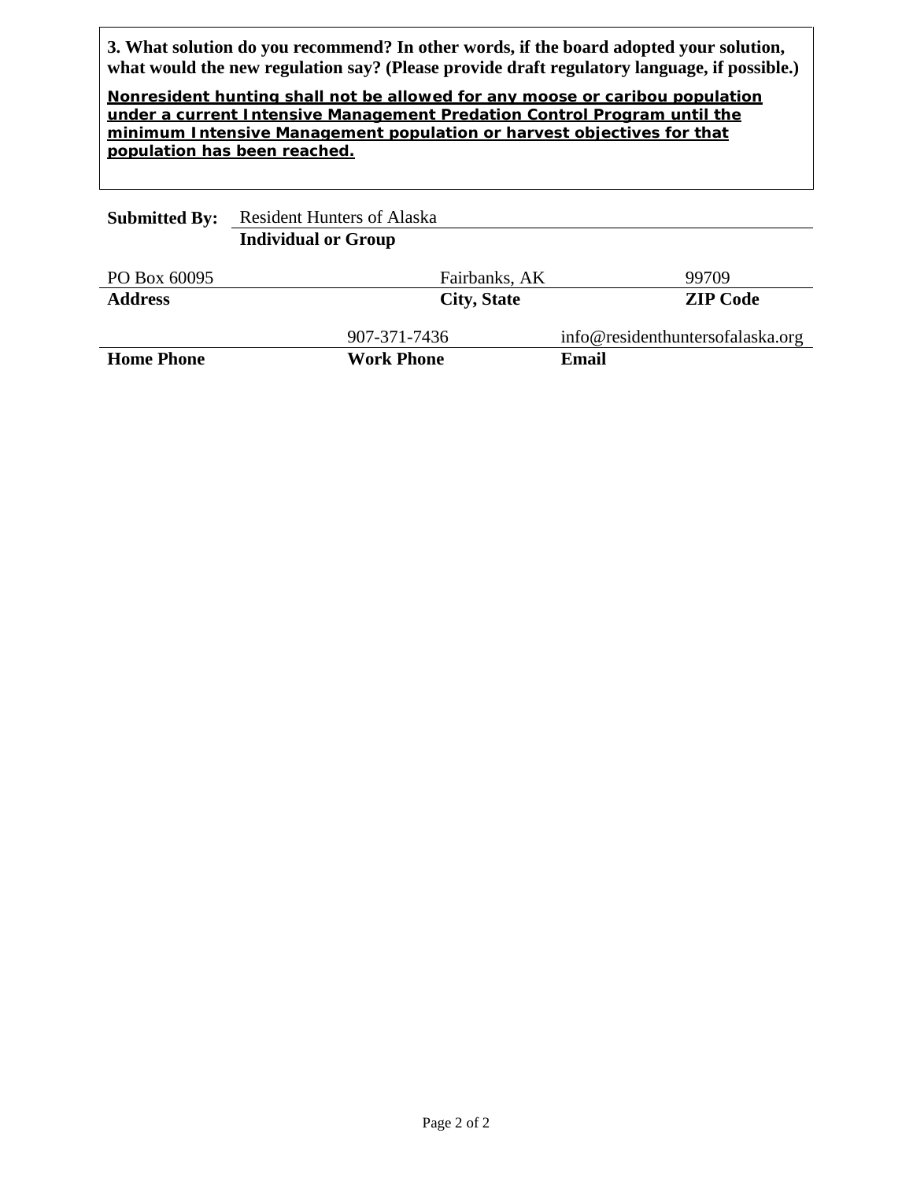**3. What solution do you recommend? In other words, if the board adopted your solution, what would the new regulation say? (Please provide draft regulatory language, if possible.)**

**Nonresident hunting shall not be allowed for any moose or caribou population under a current Intensive Management Predation Control Program until the minimum Intensive Management population or harvest objectives for that population has been reached.**

**Submitted By:** Resident Hunters of Alaska
**Individual or Group**

| | | |
|---|---|---|
| PO Box 60095 | Fairbanks, AK | 99709 |
| **Address** | **City, State** | **ZIP Code** |
| | 907-371-7436 | info@residenthuntersofalaska.org |
| **Home Phone** | **Work Phone** | **Email** |